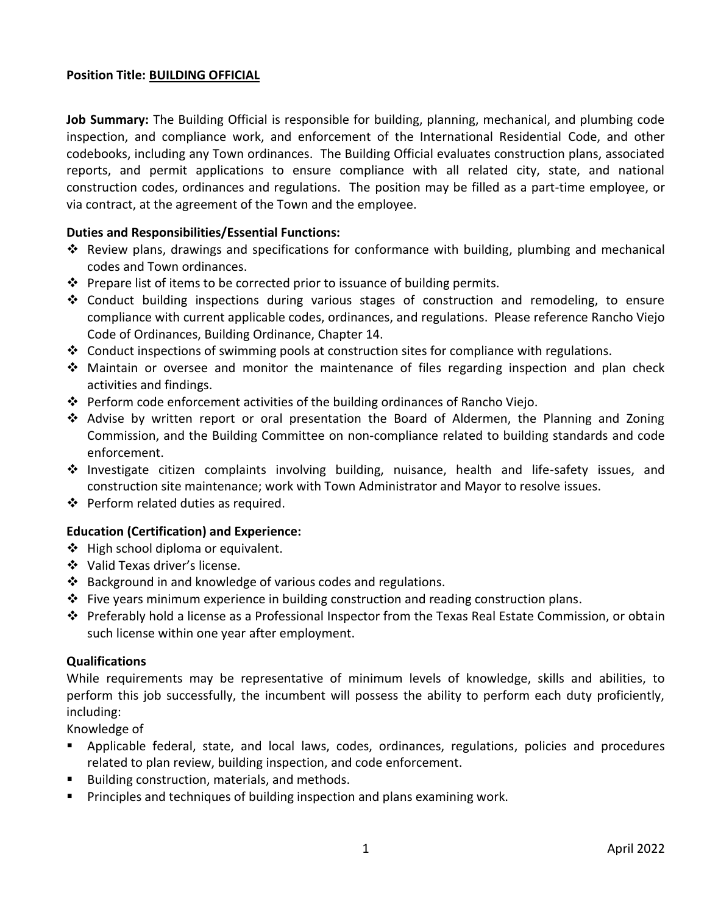**Position Title: BUILDING OFFICIAL**

**Job Summary:** The Building Official is responsible for building, planning, mechanical, and plumbing code inspection, and compliance work, and enforcement of the International Residential Code, and other codebooks, including any Town ordinances. The Building Official evaluates construction plans, associated reports, and permit applications to ensure compliance with all related city, state, and national construction codes, ordinances and regulations. The position may be filled as a part-time employee, or via contract, at the agreement of the Town and the employee.

**Duties and Responsibilities/Essential Functions:**

- Review plans, drawings and specifications for conformance with building, plumbing and mechanical codes and Town ordinances.
- Prepare list of items to be corrected prior to issuance of building permits.
- Conduct building inspections during various stages of construction and remodeling, to ensure compliance with current applicable codes, ordinances, and regulations. Please reference Rancho Viejo Code of Ordinances, Building Ordinance, Chapter 14.
- Conduct inspections of swimming pools at construction sites for compliance with regulations.
- Maintain or oversee and monitor the maintenance of files regarding inspection and plan check activities and findings.
- Perform code enforcement activities of the building ordinances of Rancho Viejo.
- Advise by written report or oral presentation the Board of Aldermen, the Planning and Zoning Commission, and the Building Committee on non-compliance related to building standards and code enforcement.
- Investigate citizen complaints involving building, nuisance, health and life-safety issues, and construction site maintenance; work with Town Administrator and Mayor to resolve issues.
- Perform related duties as required.

**Education (Certification) and Experience:**

- High school diploma or equivalent.
- Valid Texas driver's license.
- Background in and knowledge of various codes and regulations.
- Five years minimum experience in building construction and reading construction plans.
- Preferably hold a license as a Professional Inspector from the Texas Real Estate Commission, or obtain such license within one year after employment.

**Qualifications**

While requirements may be representative of minimum levels of knowledge, skills and abilities, to perform this job successfully, the incumbent will possess the ability to perform each duty proficiently, including:

Knowledge of

- Applicable federal, state, and local laws, codes, ordinances, regulations, policies and procedures related to plan review, building inspection, and code enforcement.
- Building construction, materials, and methods.
- Principles and techniques of building inspection and plans examining work.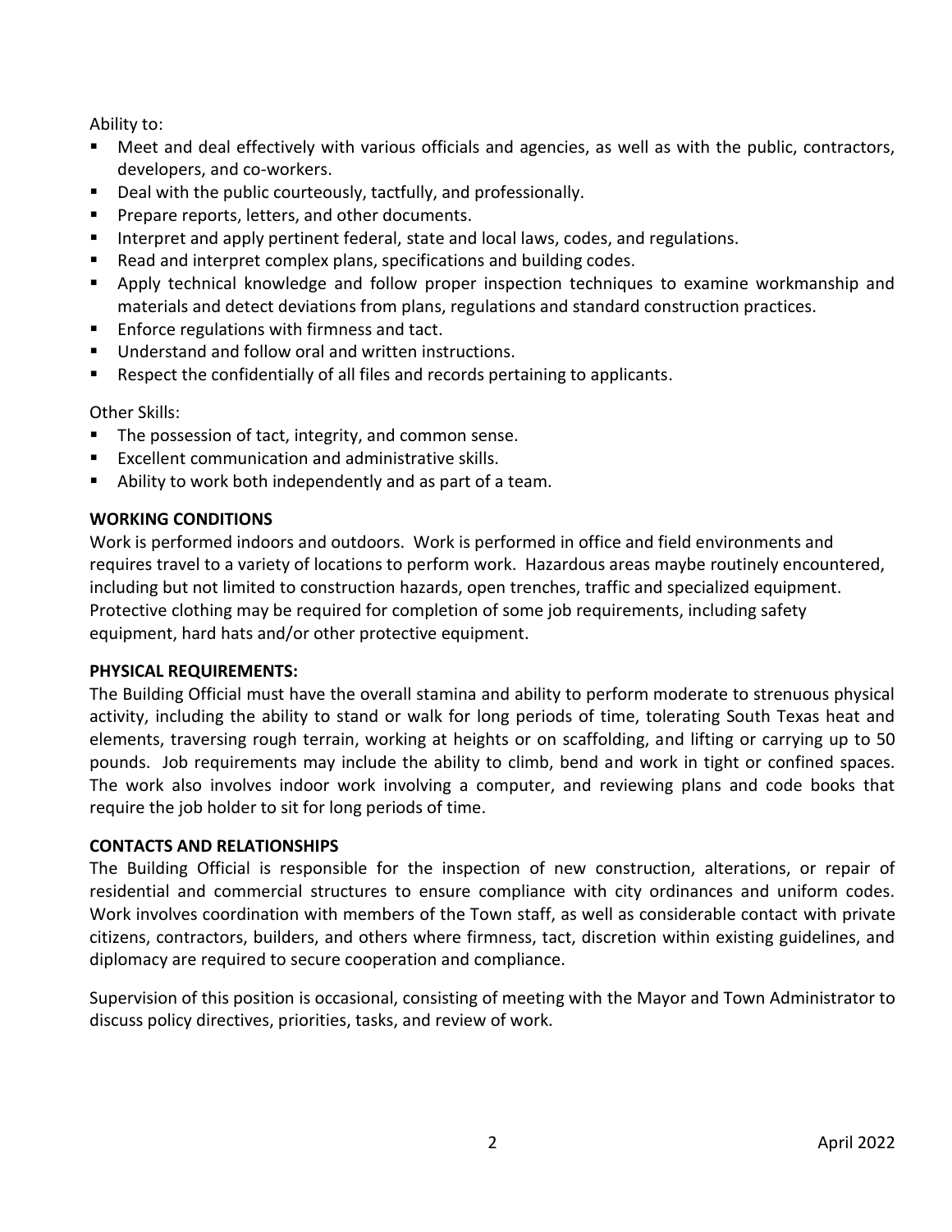Ability to:

- Meet and deal effectively with various officials and agencies, as well as with the public, contractors, developers, and co-workers.
- Deal with the public courteously, tactfully, and professionally.
- Prepare reports, letters, and other documents.
- Interpret and apply pertinent federal, state and local laws, codes, and regulations.
- Read and interpret complex plans, specifications and building codes.
- Apply technical knowledge and follow proper inspection techniques to examine workmanship and materials and detect deviations from plans, regulations and standard construction practices.
- Enforce regulations with firmness and tact.
- Understand and follow oral and written instructions.
- Respect the confidentially of all files and records pertaining to applicants.

Other Skills:

- The possession of tact, integrity, and common sense.
- Excellent communication and administrative skills.
- Ability to work both independently and as part of a team.

**WORKING CONDITIONS**

Work is performed indoors and outdoors. Work is performed in office and field environments and requires travel to a variety of locations to perform work. Hazardous areas maybe routinely encountered, including but not limited to construction hazards, open trenches, traffic and specialized equipment. Protective clothing may be required for completion of some job requirements, including safety equipment, hard hats and/or other protective equipment.

**PHYSICAL REQUIREMENTS:**

The Building Official must have the overall stamina and ability to perform moderate to strenuous physical activity, including the ability to stand or walk for long periods of time, tolerating South Texas heat and elements, traversing rough terrain, working at heights or on scaffolding, and lifting or carrying up to 50 pounds. Job requirements may include the ability to climb, bend and work in tight or confined spaces. The work also involves indoor work involving a computer, and reviewing plans and code books that require the job holder to sit for long periods of time.

**CONTACTS AND RELATIONSHIPS**

The Building Official is responsible for the inspection of new construction, alterations, or repair of residential and commercial structures to ensure compliance with city ordinances and uniform codes. Work involves coordination with members of the Town staff, as well as considerable contact with private citizens, contractors, builders, and others where firmness, tact, discretion within existing guidelines, and diplomacy are required to secure cooperation and compliance.

Supervision of this position is occasional, consisting of meeting with the Mayor and Town Administrator to discuss policy directives, priorities, tasks, and review of work.